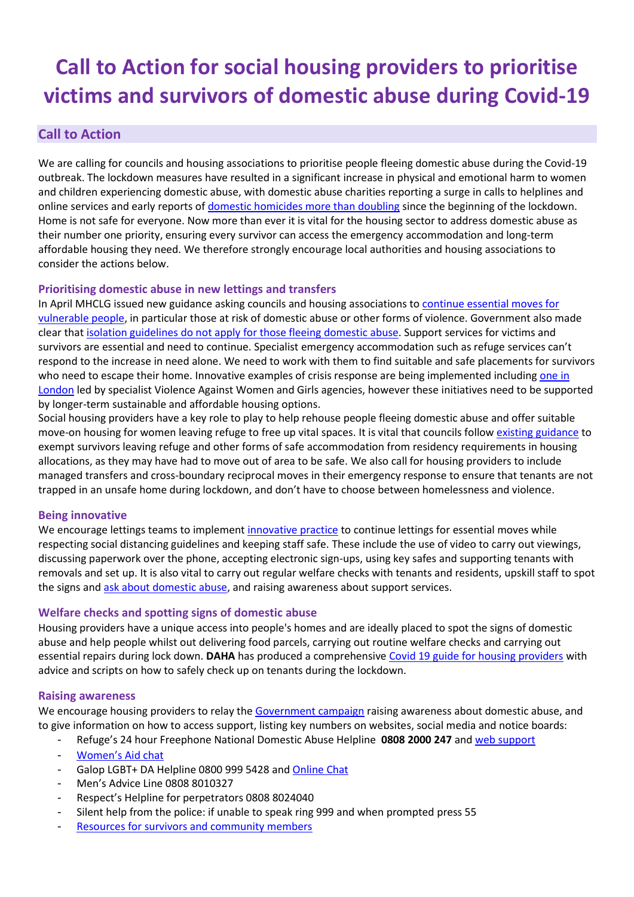# Call to Action for social housing providers to prioritise victims and survivors of domestic abuse during Covid-19

## Call to Action

We are calling for councils and housing associations to prioritise people fleeing domestic abuse during the Covid-19 outbreak. The lockdown measures have resulted in a significant increase in physical and emotional harm to women and children experiencing domestic abuse, with domestic abuse charities reporting a surge in calls to helplines and online services and early reports of domestic homicides more than doubling since the beginning of the lockdown. Home is not safe for everyone. Now more than ever it is vital for the housing sector to address domestic abuse as their number one priority, ensuring every survivor can access the emergency accommodation and long-term affordable housing they need. We therefore strongly encourage local authorities and housing associations to consider the actions below.

### Prioritising domestic abuse in new lettings and transfers

In April MHCLG issued new guidance asking councils and housing associations to continue essential moves for vulnerable people, in particular those at risk of domestic abuse or other forms of violence. Government also made clear that isolation guidelines do not apply for those fleeing domestic abuse. Support services for victims and survivors are essential and need to continue. Specialist emergency accommodation such as refuge services can't respond to the increase in need alone. We need to work with them to find suitable and safe placements for survivors who need to escape their home. Innovative examples of crisis response are being implemented including one in London led by specialist Violence Against Women and Girls agencies, however these initiatives need to be supported by longer-term sustainable and affordable housing options.

Social housing providers have a key role to play to help rehouse people fleeing domestic abuse and offer suitable move-on housing for women leaving refuge to free up vital spaces. It is vital that councils follow existing guidance to exempt survivors leaving refuge and other forms of safe accommodation from residency requirements in housing allocations, as they may have had to move out of area to be safe. We also call for housing providers to include managed transfers and cross-boundary reciprocal moves in their emergency response to ensure that tenants are not trapped in an unsafe home during lockdown, and don't have to choose between homelessness and violence.

### Being innovative

We encourage lettings teams to implement innovative practice to continue lettings for essential moves while respecting social distancing guidelines and keeping staff safe. These include the use of video to carry out viewings, discussing paperwork over the phone, accepting electronic sign-ups, using key safes and supporting tenants with removals and set up. It is also vital to carry out regular welfare checks with tenants and residents, upskill staff to spot the signs and ask about domestic abuse, and raising awareness about support services.

### Welfare checks and spotting signs of domestic abuse

Housing providers have a unique access into people's homes and are ideally placed to spot the signs of domestic abuse and help people whilst out delivering food parcels, carrying out routine welfare checks and carrying out essential repairs during lock down. **DAHA** has produced a comprehensive Covid 19 guide for housing providers with advice and scripts on how to safely check up on tenants during the lockdown.

### Raising awareness

We encourage housing providers to relay the Government campaign raising awareness about domestic abuse, and to give information on how to access support, listing key numbers on websites, social media and notice boards:

- Refuge's 24 hour Freephone National Domestic Abuse Helpline **0808 2000 247** and web support
- Women's Aid chat
- Galop LGBT+ DA Helpline 0800 999 5428 and Online Chat
- Men's Advice Line 0808 8010327
- Respect's Helpline for perpetrators 0808 8024040
- Silent help from the police: if unable to speak ring 999 and when prompted press 55
- Resources for survivors and community members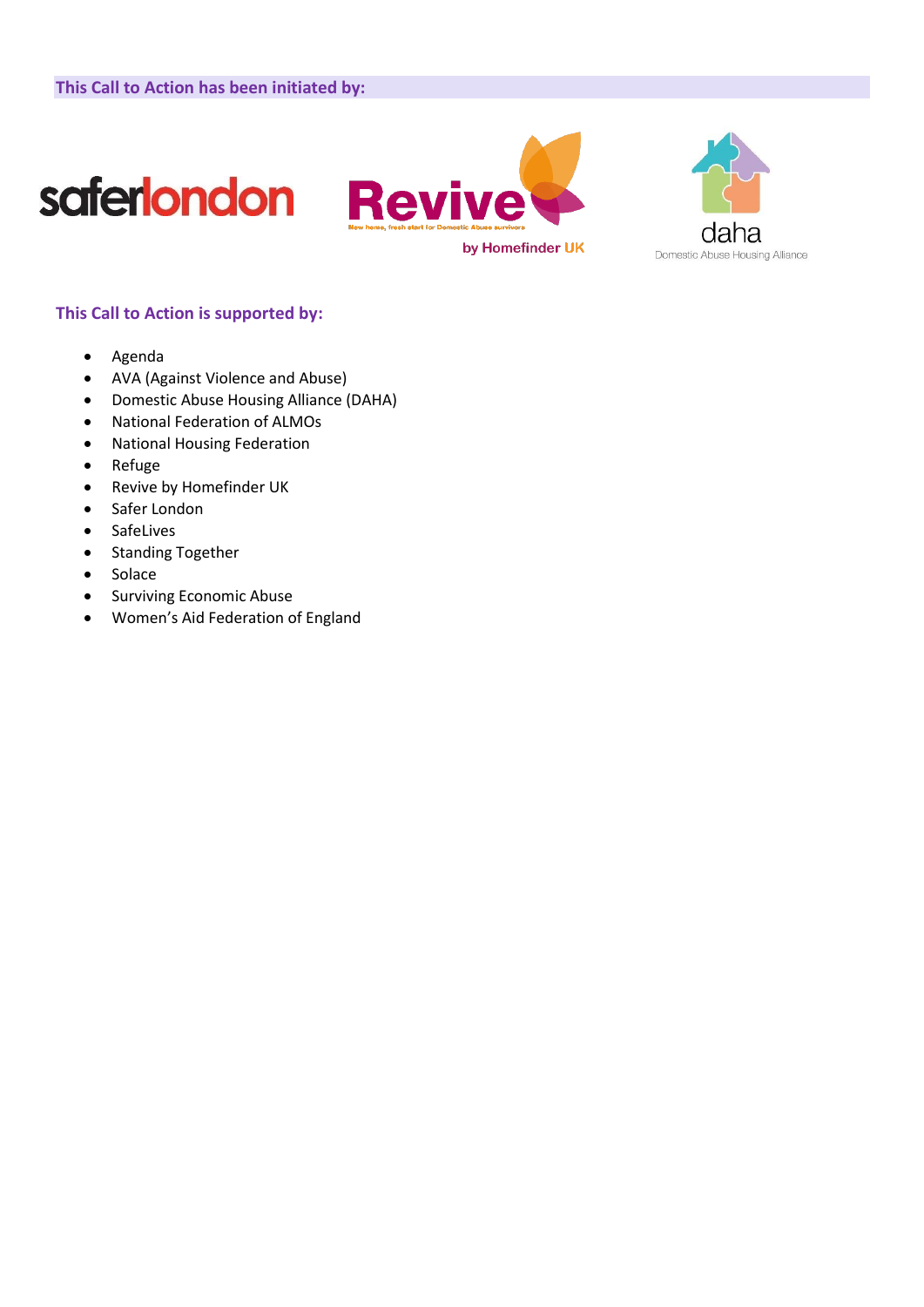## This Call to Action has been initiated by:

saferlondon

Revive
New home, fresh start for Domestic Abuse survivors
by Homefinder UK

daha
Domestic Abuse Housing Alliance

## This Call to Action is supported by:

- Agenda
- AVA (Against Violence and Abuse)
- Domestic Abuse Housing Alliance (DAHA)
- National Federation of ALMOs
- National Housing Federation
- Refuge
- Revive by Homefinder UK
- Safer London
- SafeLives
- Standing Together
- Solace
- Surviving Economic Abuse
- Women's Aid Federation of England